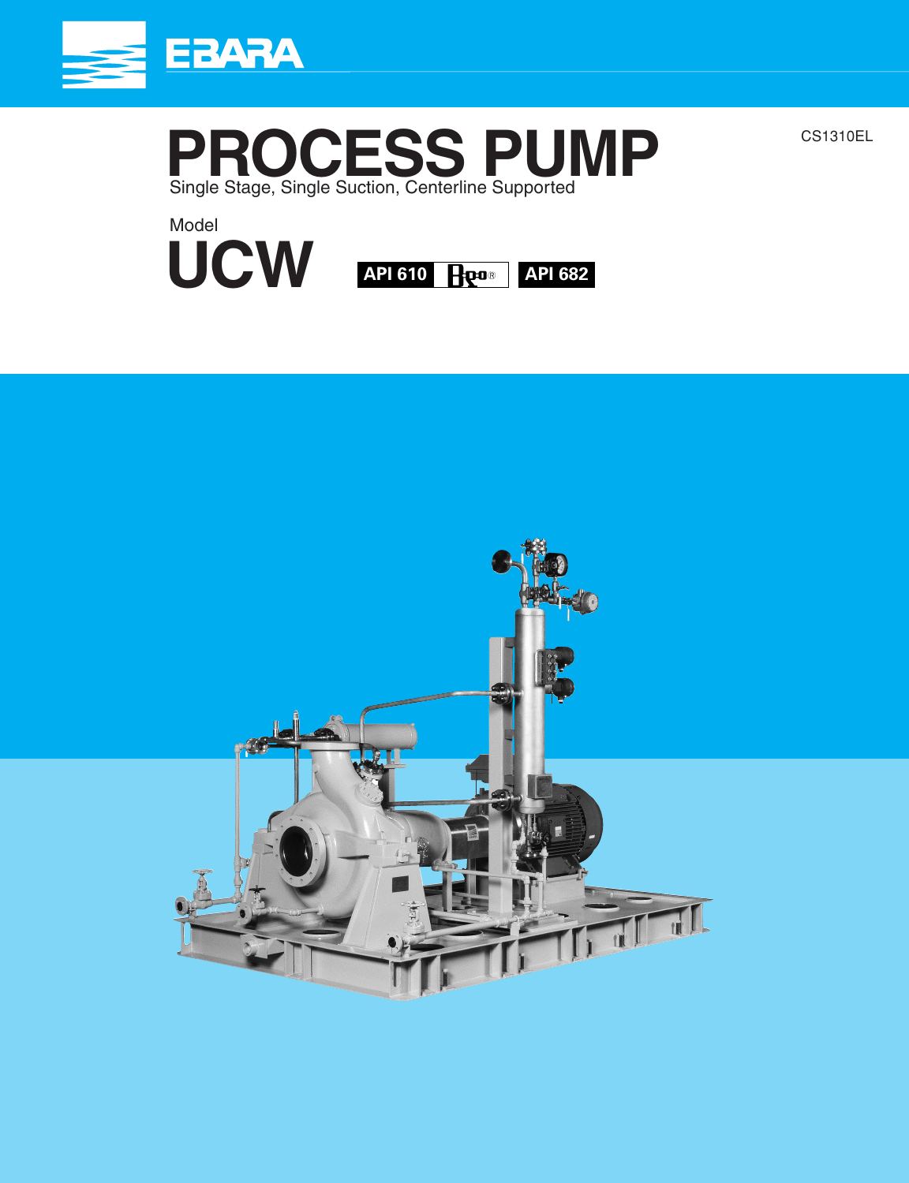EBARA

CS1310EL

# PROCESS PUMP

Single Stage, Single Suction, Centerline Supported

Model

# UCW

API 610 API 682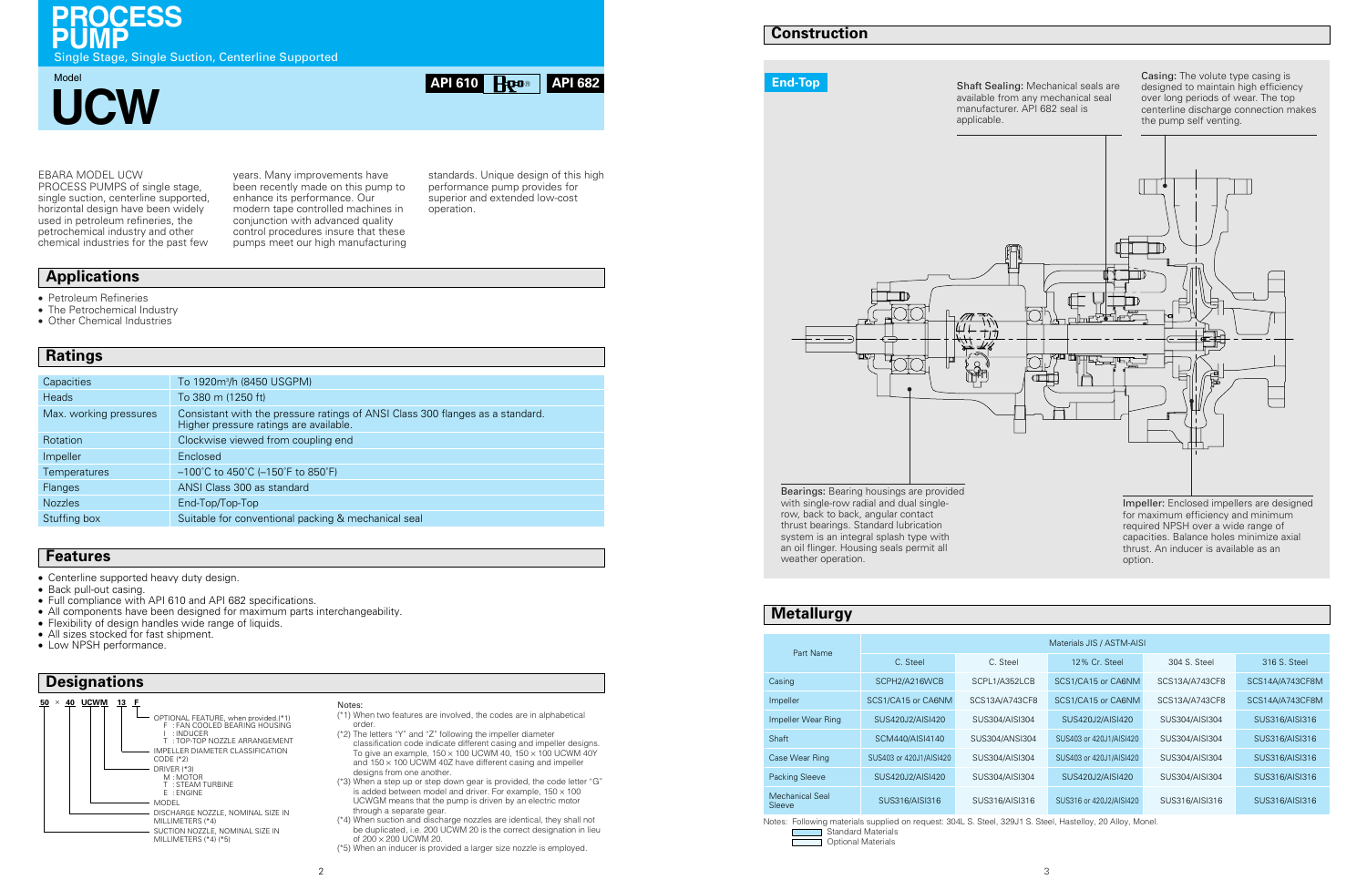# PROCESS PUMP

Single Stage, Single Suction, Centerline Supported

Model

# UCW

API 610 | API 682

EBARA MODEL UCW PROCESS PUMPS of single stage, single suction, centerline supported, horizontal design have been widely used in petroleum refineries, the petrochemical industry and other chemical industries for the past few years. Many improvements have been recently made on this pump to enhance its performance. Our modern tape controlled machines in conjunction with advanced quality control procedures insure that these pumps meet our high manufacturing standards. Unique design of this high performance pump provides for superior and extended low-cost operation.

## Applications

- Petroleum Refineries
- The Petrochemical Industry
- Other Chemical Industries

## Ratings

| | |
|---|---|
| Capacities | To 1920m³/h (8450 USGPM) |
| Heads | To 380 m (1250 ft) |
| Max. working pressures | Consistant with the pressure ratings of ANSI Class 300 flanges as a standard. Higher pressure ratings are available. |
| Rotation | Clockwise viewed from coupling end |
| Impeller | Enclosed |
| Temperatures | –100˚C to 450˚C (–150˚F to 850˚F) |
| Flanges | ANSI Class 300 as standard |
| Nozzles | End-Top/Top-Top |
| Stuffing box | Suitable for conventional packing & mechanical seal |

## Features

- Centerline supported heavy duty design.
- Back pull-out casing.
- Full compliance with API 610 and API 682 specifications.
- All components have been designed for maximum parts interchangeability.
- Flexibility of design handles wide range of liquids.
- All sizes stocked for fast shipment.
- Low NPSH performance.

## Designations

**50** × **40** **UCWM** **13** **F**

- OPTIONAL FEATURE, when provided.(*1)
  - F : FAN COOLED BEARING HOUSING
  - I : INDUCER
  - T : TOP-TOP NOZZLE ARRANGEMENT
- IMPELLER DIAMETER CLASSIFICATION CODE (*2)
- DRIVER (*3)
  - M : MOTOR
  - T : STEAM TURBINE
  - E : ENGINE
- MODEL
- DISCHARGE NOZZLE, NOMINAL SIZE IN MILLIMETERS (*4)
- SUCTION NOZZLE, NOMINAL SIZE IN MILLIMETERS (*4) (*5)

Notes:

(*1) When two features are involved, the codes are in alphabetical order.

(*2) The letters "Y" and "Z" following the impeller diameter classification code indicate different casing and impeller designs. To give an example, 150 × 100 UCWM 40, 150 × 100 UCWM 40Y and 150 × 100 UCWM 40Z have different casing and impeller designs from one another.

(*3) When a step up or step down gear is provided, the code letter "G" is added between model and driver. For example, 150 × 100 UCWGM means that the pump is driven by an electric motor through a separate gear.

(*4) When suction and discharge nozzles are identical, they shall not be duplicated, i.e. 200 UCWM 20 is the correct designation in lieu of 200 × 200 UCWM 20.

(*5) When an inducer is provided a larger size nozzle is employed.

## Construction

**End-Top**

**Shaft Sealing:** Mechanical seals are available from any mechanical seal manufacturer. API 682 seal is applicable.

**Casing:** The volute type casing is designed to maintain high efficiency over long periods of wear. The top centerline discharge connection makes the pump self venting.

**Bearings:** Bearing housings are provided with single-row radial and dual single-row, back to back, angular contact thrust bearings. Standard lubrication system is an integral splash type with an oil flinger. Housing seals permit all weather operation.

**Impeller:** Enclosed impellers are designed for maximum efficiency and minimum required NPSH over a wide range of capacities. Balance holes minimize axial thrust. An inducer is available as an option.

## Metallurgy

| Part Name | Materials JIS / ASTM-AISI | | | | |
|---|---|---|---|---|---|
| | C. Steel | C. Steel | 12% Cr. Steel | 304 S. Steel | 316 S. Steel |
| Casing | SCPH2/A216WCB | SCPL1/A352LCB | SCS1/CA15 or CA6NM | SCS13A/A743CF8 | SCS14A/A743CF8M |
| Impeller | SCS1/CA15 or CA6NM | SCS13A/A743CF8 | SCS1/CA15 or CA6NM | SCS13A/A743CF8 | SCS14A/A743CF8M |
| Impeller Wear Ring | SUS420J2/AISI420 | SUS304/AISI304 | SUS420J2/AISI420 | SUS304/AISI304 | SUS316/AISI316 |
| Shaft | SCM440/AISI4140 | SUS304/ANSI304 | SUS403 or 420J1/AISI420 | SUS304/AISI304 | SUS316/AISI316 |
| Case Wear Ring | SUS403 or 420J1/AISI420 | SUS304/AISI304 | SUS403 or 420J1/AISI420 | SUS304/AISI304 | SUS316/AISI316 |
| Packing Sleeve | SUS420J2/AISI420 | SUS304/AISI304 | SUS420J2/AISI420 | SUS304/AISI304 | SUS316/AISI316 |
| Mechanical Seal Sleeve | SUS316/AISI316 | SUS316/AISI316 | SUS316 or 420J2/AISI420 | SUS316/AISI316 | SUS316/AISI316 |

Notes: Following materials supplied on request: 304L S. Steel, 329J1 S. Steel, Hastelloy, 20 Alloy, Monel.

Standard Materials

Optional Materials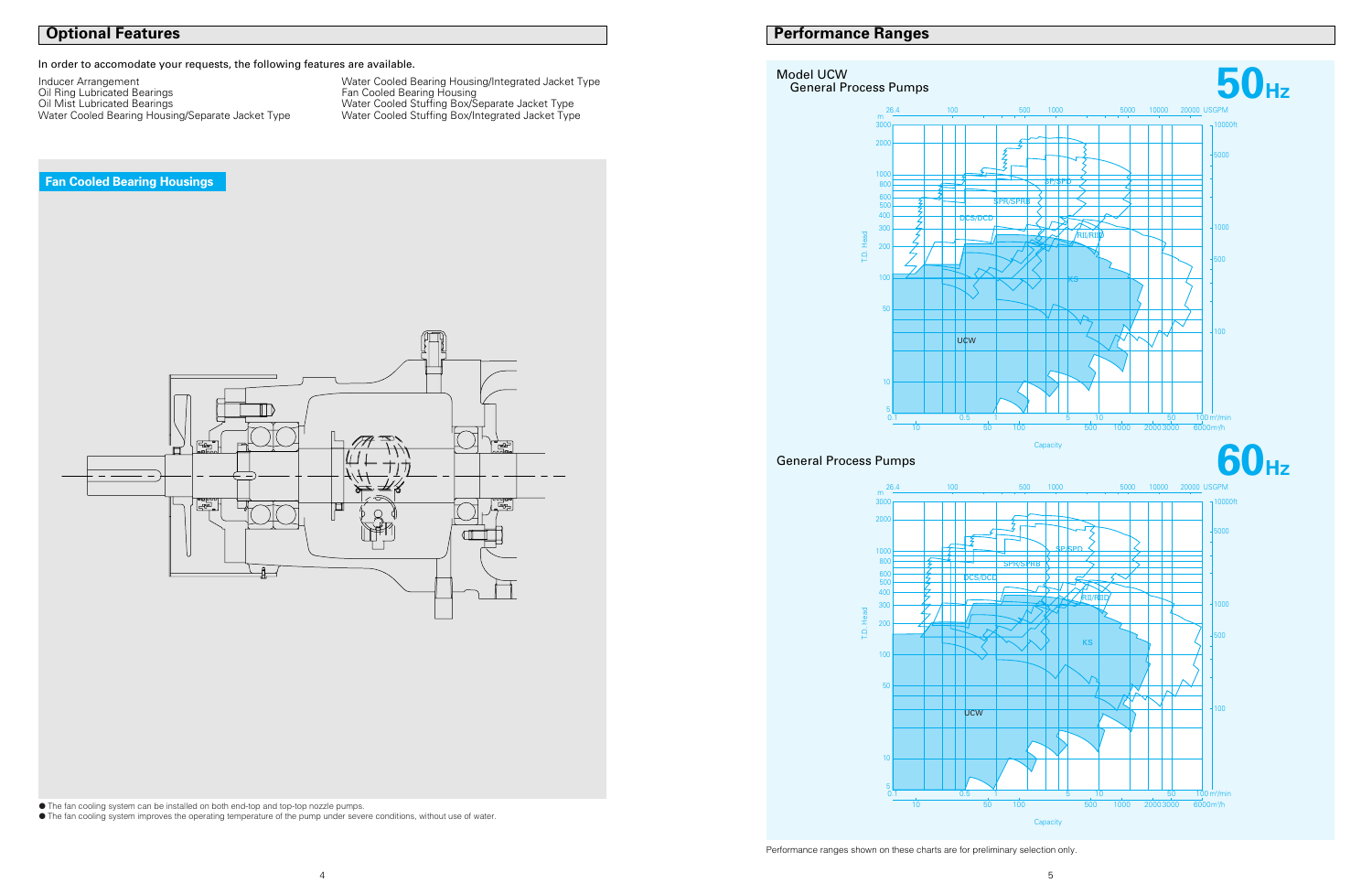## Optional Features

In order to accomodate your requests, the following features are available.

Inducer Arrangement
Oil Ring Lubricated Bearings
Oil Mist Lubricated Bearings
Water Cooled Bearing Housing/Separate Jacket Type
Water Cooled Bearing Housing/Integrated Jacket Type
Fan Cooled Bearing Housing
Water Cooled Stuffing Box/Separate Jacket Type
Water Cooled Stuffing Box/Integrated Jacket Type

### Fan Cooled Bearing Housings

- The fan cooling system can be installed on both end-top and top-top nozzle pumps.
- The fan cooling system improves the operating temperature of the pump under severe conditions, without use of water.

## Performance Ranges

### Model UCW General Process Pumps — 50Hz

### General Process Pumps — 60Hz

Performance ranges shown on these charts are for preliminary selection only.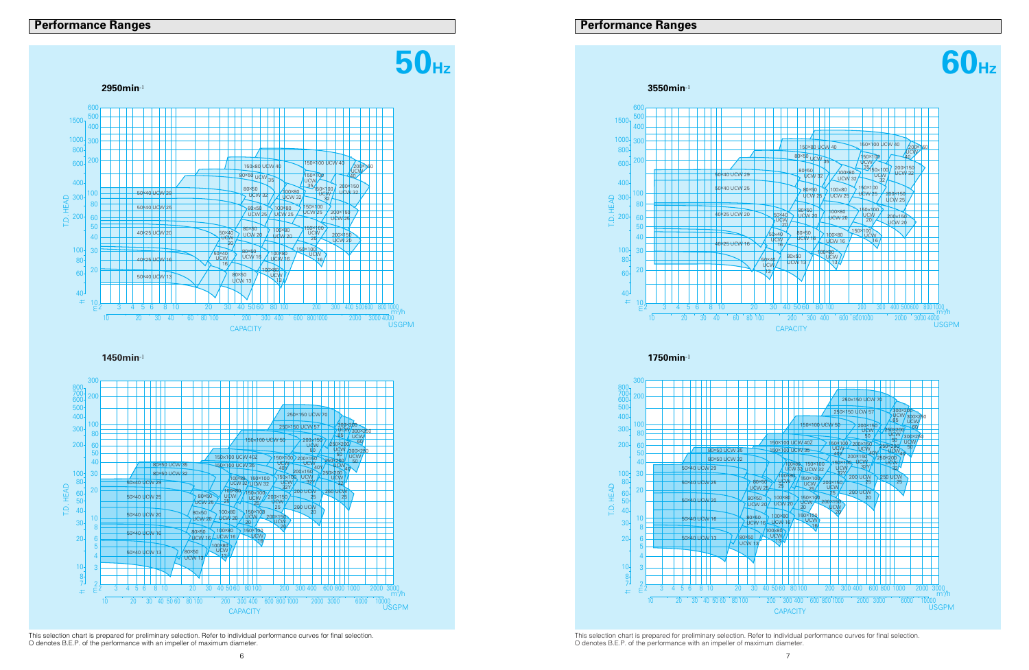## Performance Ranges

# 50Hz

### 2950min⁻¹

T.D. HEAD (m / ft) vs CAPACITY (m³/h / USGPM)

Pump ranges: 50×40 UCW 29, 50×40 UCW 25, 40×25 UCW 20, 40×25 UCW 16, 50×40 UCW 13, 150×80 UCW 40, 80×50 UCW 35, 80×50 UCW 32, 80×50 UCW 25, 100×80 UCW 32, 100×80 UCW 25, 50×40 UCW 20, 50×40 UCW 16, 80×50 UCW 20, 80×50 UCW 16, 80×50 UCW 13, 100×80 UCW 20, 100×80 UCW 16, 100×80 UCW 13, 150×100 UCW 40, 150×100 UCW 35, 150×100 UCW 32, 150×100 UCW 25, 150×100 UCW 20, 150×100 UCW 16, 200×150 UCW 40, 200×150 UCW 32, 200×150 UCW 25, 200×150 UCW 20

### 1450min⁻¹

T.D. HEAD (m / ft) vs CAPACITY (m³/h / USGPM)

Pump ranges: 50×40 UCW 25, 50×40 UCW 20, 50×40 UCW 16, 50×40 UCW 13, 80×50 UCW 35, 80×50 UCW 32, 80×50 UCW 25, 80×50 UCW 20, 80×50 UCW 16, 80×50 UCW 13, 100×80 UCW 32, 100×80 UCW 25, 100×80 UCW 20, 100×80 UCW 16, 100×80 UCW 13, 150×100 UCW 50, 150×100 UCW 40Z, 150×100 UCW 35, 150×100 UCW 40, 150×100 UCW 32, 150×100 UCW 25, 150×100 UCW 20, 150×100 UCW 16, 200×150 UCW 50, 200×150 UCW 40, 200×150 UCW 32, 200×150 UCW 25, 200×150 UCW 20, 200 UCW 25, 200 UCW 20, 250×150 UCW 70, 250×150 UCW 57, 250×200 UCW 50, 250×200 UCW 40, 250×200 UCW 32, 250 UCW 25, 300×200 UCW 65, 300×250 UCW 60, 300×250 UCW 50

This selection chart is prepared for preliminary selection. Refer to individual performance curves for final selection.
O denotes B.E.P. of the performance with an impeller of maximum diameter.

## Performance Ranges

# 60Hz

### 3550min⁻¹

T.D. HEAD (m / ft) vs CAPACITY (m³/h / USGPM)

Pump ranges: 50×40 UCW 29, 50×40 UCW 25, 40×25 UCW 20, 40×25 UCW 16, 50×40 UCW 20, 50×40 UCW 16, 50×40 UCW 13, 150×80 UCW 40, 80×50 UCW 35, 80×50 UCW 32, 80×50 UCW 25, 80×50 UCW 20, 80×50 UCW 16, 80×50 UCW 13, 100×80 UCW 32, 100×80 UCW 25, 100×80 UCW 20, 100×80 UCW 16, 100×80 UCW 13, 150×100 UCW 40, 150×100 UCW 35, 150×100 UCW 32, 150×100 UCW 25, 150×100 UCW 20, 150×100 UCW 16, 200×150 UCW 40, 200×150 UCW 32, 200×150 UCW 25, 200×150 UCW 20

### 1750min⁻¹

T.D. HEAD (m / ft) vs CAPACITY (m³/h / USGPM)

Pump ranges: 50×40 UCW 29, 50×40 UCW 25, 50×40 UCW 20, 50×40 UCW 16, 50×40 UCW 13, 80×50 UCW 35, 80×50 UCW 32, 80×50 UCW 25, 80×50 UCW 20, 80×50 UCW 16, 80×50 UCW 13, 100×80 UCW 32, 100×80 UCW 25, 100×80 UCW 20, 100×80 UCW 16, 100×80 UCW 13, 150×100 UCW 50, 150×100 UCW 40Z, 150×100 UCW 35, 150×100 UCW 40, 150×100 UCW 32, 150×100 UCW 25, 150×100 UCW 20, 150×100 UCW 16, 200×150 UCW 50, 200×150 UCW 40, 200×150 UCW 32, 200×150 UCW 25, 200×150 UCW 20, 200 UCW 25, 200 UCW 20, 250×150 UCW 70, 250×150 UCW 57, 250×200 UCW 50, 250×200 UCW 40, 250×200 UCW 32, 250 UCW 25, 300×200 UCW 65, 300×250 UCW 60, 300×250 UCW 50

This selection chart is prepared for preliminary selection. Refer to individual performance curves for final selection.
O denotes B.E.P. of the performance with an impeller of maximum diameter.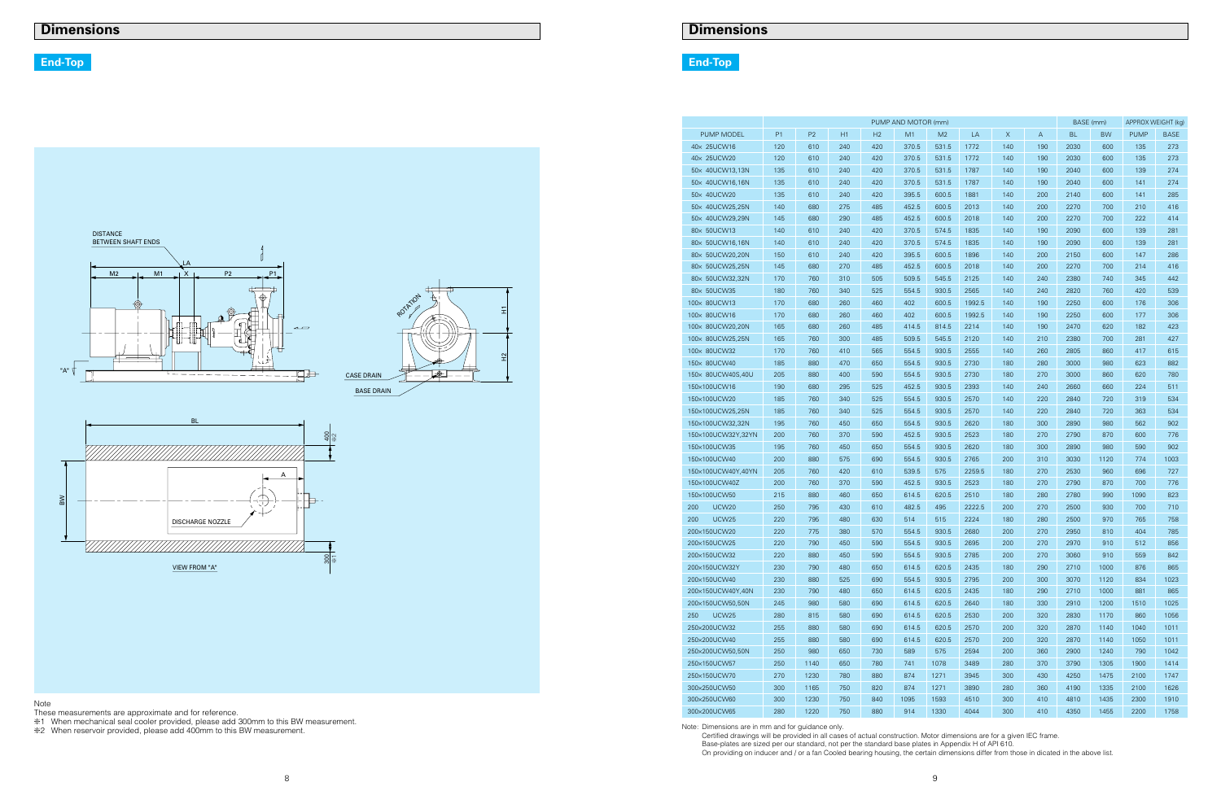## Dimensions

### End-Top

DISTANCE BETWEEN SHAFT ENDS

LA, M2, M1, X, P2, P1, H1, H2, ROTATION, CASE DRAIN, BASE DRAIN, "A"

BL, BW, A, 400 ※2, 300 ※1, DISCHARGE NOZZLE

VIEW FROM "A"

Note

These measurements are approximate and for reference.

※1 When mechanical seal cooler provided, please add 300mm to this BW measurement.

※2 When reservoir provided, please add 400mm to this BW measurement.

## Dimensions

### End-Top

| | PUMP AND MOTOR (mm) | | | | | | | | | BASE (mm) | | APPROX WEIGHT (kg) | |
|---|---|---|---|---|---|---|---|---|---|---|---|---|---|
| PUMP MODEL | P1 | P2 | H1 | H2 | M1 | M2 | LA | X | A | BL | BW | PUMP | BASE |
| 40× 25UCW16 | 120 | 610 | 240 | 420 | 370.5 | 531.5 | 1772 | 140 | 190 | 2030 | 600 | 135 | 273 |
| 40× 25UCW20 | 120 | 610 | 240 | 420 | 370.5 | 531.5 | 1772 | 140 | 190 | 2030 | 600 | 135 | 273 |
| 50× 40UCW13,13N | 135 | 610 | 240 | 420 | 370.5 | 531.5 | 1787 | 140 | 190 | 2040 | 600 | 139 | 274 |
| 50× 40UCW16,16N | 135 | 610 | 240 | 420 | 370.5 | 531.5 | 1787 | 140 | 190 | 2040 | 600 | 141 | 274 |
| 50× 40UCW20 | 135 | 610 | 240 | 420 | 395.5 | 600.5 | 1881 | 140 | 200 | 2140 | 600 | 141 | 285 |
| 50× 40UCW25,25N | 140 | 680 | 275 | 485 | 452.5 | 600.5 | 2013 | 140 | 200 | 2270 | 700 | 210 | 416 |
| 50× 40UCW29,29N | 145 | 680 | 290 | 485 | 452.5 | 600.5 | 2018 | 140 | 200 | 2270 | 700 | 222 | 414 |
| 80× 50UCW13 | 140 | 610 | 240 | 420 | 370.5 | 574.5 | 1835 | 140 | 190 | 2090 | 600 | 139 | 281 |
| 80× 50UCW16,16N | 140 | 610 | 240 | 420 | 370.5 | 574.5 | 1835 | 140 | 190 | 2090 | 600 | 139 | 281 |
| 80× 50UCW20,20N | 150 | 610 | 240 | 420 | 395.5 | 600.5 | 1896 | 140 | 200 | 2150 | 600 | 147 | 286 |
| 80× 50UCW25,25N | 145 | 680 | 270 | 485 | 452.5 | 600.5 | 2018 | 140 | 200 | 2270 | 700 | 214 | 416 |
| 80× 50UCW32,32N | 170 | 760 | 310 | 505 | 509.5 | 545.5 | 2125 | 140 | 240 | 2380 | 740 | 345 | 442 |
| 80× 50UCW35 | 180 | 760 | 340 | 525 | 554.5 | 930.5 | 2565 | 140 | 240 | 2820 | 760 | 420 | 539 |
| 100× 80UCW13 | 170 | 680 | 260 | 460 | 402 | 600.5 | 1992.5 | 140 | 190 | 2250 | 600 | 176 | 306 |
| 100× 80UCW16 | 170 | 680 | 260 | 460 | 402 | 600.5 | 1992.5 | 140 | 190 | 2250 | 600 | 177 | 306 |
| 100× 80UCW20,20N | 165 | 680 | 260 | 485 | 414.5 | 814.5 | 2214 | 140 | 190 | 2470 | 620 | 182 | 423 |
| 100× 80UCW25,25N | 165 | 760 | 300 | 485 | 509.5 | 545.5 | 2120 | 140 | 210 | 2380 | 700 | 281 | 427 |
| 100× 80UCW32 | 170 | 760 | 410 | 565 | 554.5 | 930.5 | 2555 | 140 | 260 | 2805 | 860 | 417 | 615 |
| 150× 80UCW40 | 185 | 880 | 470 | 650 | 554.5 | 930.5 | 2730 | 180 | 280 | 3000 | 980 | 623 | 882 |
| 150× 80UCW40S,40U | 205 | 880 | 400 | 590 | 554.5 | 930.5 | 2730 | 180 | 270 | 3000 | 860 | 620 | 780 |
| 150×100UCW16 | 190 | 680 | 295 | 525 | 452.5 | 930.5 | 2393 | 140 | 240 | 2660 | 660 | 224 | 511 |
| 150×100UCW20 | 185 | 760 | 340 | 525 | 554.5 | 930.5 | 2570 | 140 | 220 | 2840 | 720 | 319 | 534 |
| 150×100UCW25,25N | 185 | 760 | 340 | 525 | 554.5 | 930.5 | 2570 | 140 | 220 | 2840 | 720 | 363 | 534 |
| 150×100UCW32,32N | 195 | 760 | 450 | 650 | 554.5 | 930.5 | 2620 | 180 | 300 | 2890 | 980 | 562 | 902 |
| 150×100UCW32Y,32YN | 200 | 760 | 370 | 590 | 452.5 | 930.5 | 2523 | 180 | 270 | 2790 | 870 | 600 | 776 |
| 150×100UCW35 | 195 | 760 | 450 | 650 | 554.5 | 930.5 | 2620 | 180 | 300 | 2890 | 980 | 590 | 902 |
| 150×100UCW40 | 200 | 880 | 575 | 690 | 554.5 | 930.5 | 2765 | 200 | 310 | 3030 | 1120 | 774 | 1003 |
| 150×100UCW40Y,40YN | 205 | 760 | 420 | 610 | 539.5 | 575 | 2259.5 | 180 | 270 | 2530 | 960 | 696 | 727 |
| 150×100UCW40Z | 200 | 760 | 370 | 590 | 452.5 | 930.5 | 2523 | 180 | 270 | 2790 | 870 | 700 | 776 |
| 150×100UCW50 | 215 | 880 | 460 | 650 | 614.5 | 620.5 | 2510 | 180 | 280 | 2780 | 990 | 1090 | 823 |
| 200 UCW20 | 250 | 795 | 430 | 610 | 482.5 | 495 | 2222.5 | 200 | 270 | 2500 | 930 | 700 | 710 |
| 200 UCW25 | 220 | 795 | 480 | 630 | 514 | 515 | 2224 | 180 | 280 | 2500 | 970 | 765 | 758 |
| 200×150UCW20 | 220 | 775 | 380 | 570 | 554.5 | 930.5 | 2680 | 200 | 270 | 2950 | 810 | 404 | 785 |
| 200×150UCW25 | 220 | 790 | 450 | 590 | 554.5 | 930.5 | 2695 | 200 | 270 | 2970 | 910 | 512 | 856 |
| 200×150UCW32 | 220 | 880 | 450 | 590 | 554.5 | 930.5 | 2785 | 200 | 270 | 3060 | 910 | 559 | 842 |
| 200×150UCW32Y | 230 | 790 | 480 | 650 | 614.5 | 620.5 | 2435 | 180 | 290 | 2710 | 1000 | 876 | 865 |
| 200×150UCW40 | 230 | 880 | 525 | 690 | 554.5 | 930.5 | 2795 | 200 | 300 | 3070 | 1120 | 834 | 1023 |
| 200×150UCW40Y,40N | 230 | 790 | 480 | 650 | 614.5 | 620.5 | 2435 | 180 | 290 | 2710 | 1000 | 881 | 865 |
| 200×150UCW50,50N | 245 | 980 | 580 | 690 | 614.5 | 620.5 | 2640 | 180 | 330 | 2910 | 1200 | 1510 | 1025 |
| 250 UCW25 | 280 | 815 | 580 | 690 | 614.5 | 620.5 | 2530 | 200 | 320 | 2830 | 1170 | 860 | 1056 |
| 250×200UCW32 | 255 | 880 | 580 | 690 | 614.5 | 620.5 | 2570 | 200 | 320 | 2870 | 1140 | 1040 | 1011 |
| 250×200UCW40 | 255 | 880 | 580 | 690 | 614.5 | 620.5 | 2570 | 200 | 320 | 2870 | 1140 | 1050 | 1011 |
| 250×200UCW50,50N | 250 | 980 | 650 | 730 | 589 | 575 | 2594 | 200 | 360 | 2900 | 1240 | 790 | 1042 |
| 250×150UCW57 | 250 | 1140 | 650 | 780 | 741 | 1078 | 3489 | 280 | 370 | 3790 | 1305 | 1900 | 1414 |
| 250×150UCW70 | 270 | 1230 | 780 | 880 | 874 | 1271 | 3945 | 300 | 430 | 4250 | 1475 | 2100 | 1747 |
| 300×250UCW50 | 300 | 1165 | 750 | 820 | 874 | 1271 | 3890 | 280 | 360 | 4190 | 1335 | 2100 | 1626 |
| 300×250UCW60 | 300 | 1230 | 750 | 840 | 1095 | 1593 | 4510 | 300 | 410 | 4810 | 1435 | 2300 | 1910 |
| 300×200UCW65 | 280 | 1220 | 750 | 880 | 914 | 1330 | 4044 | 300 | 410 | 4350 | 1455 | 2200 | 1758 |

Note: Dimensions are in mm and for guidance only.
Certified drawings will be provided in all cases of actual construction. Motor dimensions are for a given IEC frame.
Base-plates are sized per our standard, not per the standard base plates in Appendix H of API 610.
On providing on inducer and / or a fan Cooled bearing housing, the certain dimensions differ from those in dicated in the above list.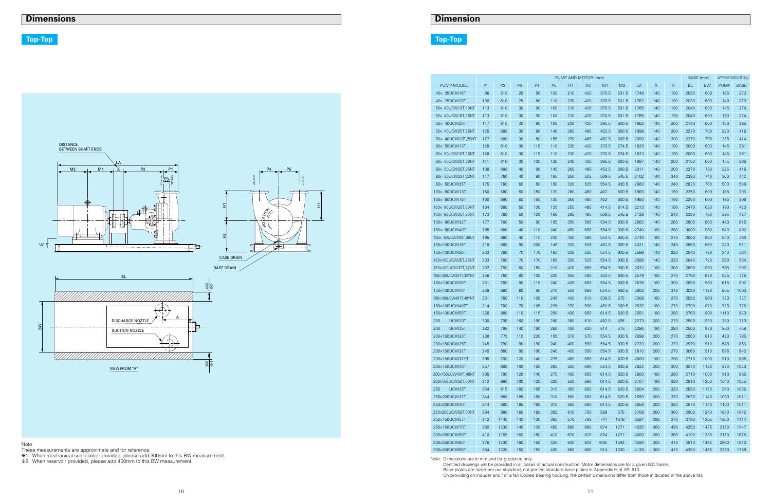## Dimensions

### Top-Top

DISTANCE BETWEEN SHAFT ENDS

LA, M2, M1, X, P2, P1, P3, P4, P5, H1, H2, "A", CASE DRAIN, BASE DRAIN, BL, BW, A, DISCHARGE NOZZLE, SUCTION NOZZLE, VIEW FROM "A", 400 ※2, 300 ※1, ROTATION

Note

These measurements are approximate and for reference.

※1 When mechanical seal cooler provided, please add 300mm to this BW measurement.

※2 When reservoir provided, please add 400mm to this BW measurement.

## Dimension

### Top-Top

| PUMP MODEL | PUMP AND MOTOR (mm) | | | | | | | | | | | | BASE (mm) | | APPROX WEIGHT (kg) | |
|---|---|---|---|---|---|---|---|---|---|---|---|---|---|---|---|---|
| | P1 | P2 | P3 | P4 | P5 | H1 | H2 | M1 | M2 | LA | X | A | BL | BW | PUMP | BASE |
| 40× 25UCW16T | 96 | 610 | 25 | 90 | 100 | 210 | 420 | 370.5 | 531.5 | 1748 | 140 | 190 | 2030 | 600 | 135 | 273 |
| 40× 25UCW20T | 100 | 610 | 25 | 80 | 110 | 230 | 420 | 370.5 | 531.5 | 1752 | 140 | 190 | 2030 | 600 | 140 | 273 |
| 50× 40UCW13T,13NT | 113 | 610 | 30 | 90 | 100 | 210 | 420 | 370.5 | 531.5 | 1765 | 140 | 190 | 2040 | 600 | 145 | 274 |
| 50× 40UCW16T,16NT | 113 | 610 | 30 | 90 | 100 | 210 | 420 | 370.5 | 531.5 | 1765 | 140 | 190 | 2040 | 600 | 150 | 274 |
| 50× 40UCW20T | 117 | 610 | 30 | 80 | 100 | 230 | 420 | 395.5 | 600.5 | 1863 | 140 | 200 | 2140 | 600 | 150 | 285 |
| 50× 40UCW25T,25NT | 125 | 680 | 30 | 80 | 140 | 260 | 485 | 452.5 | 600.5 | 1998 | 140 | 200 | 2270 | 700 | 220 | 416 |
| 50× 40UCW29T,29NT | 127 | 680 | 30 | 80 | 155 | 270 | 485 | 452.5 | 600.5 | 2000 | 140 | 200 | 2270 | 700 | 235 | 414 |
| 80× 50UCW13T | 128 | 610 | 30 | 115 | 110 | 230 | 420 | 370.5 | 574.5 | 1823 | 140 | 190 | 2090 | 600 | 145 | 281 |
| 80× 50UCW16T,16NT | 128 | 610 | 30 | 115 | 110 | 230 | 420 | 370.5 | 574.5 | 1823 | 140 | 190 | 2090 | 600 | 145 | 281 |
| 80× 50UCW20T,20NT | 141 | 610 | 30 | 105 | 120 | 240 | 420 | 395.5 | 600.5 | 1887 | 140 | 200 | 2150 | 600 | 155 | 286 |
| 80× 50UCW25T,25NT | 138 | 680 | 40 | 90 | 145 | 260 | 485 | 452.5 | 600.5 | 2011 | 140 | 200 | 2270 | 700 | 225 | 416 |
| 80× 50UCW32T,32NT | 147 | 760 | 40 | 80 | 185 | 350 | 505 | 509.5 | 545.5 | 2102 | 140 | 240 | 2380 | 740 | 360 | 442 |
| 80× 50UCW35T | 175 | 760 | 60 | 80 | 190 | 320 | 525 | 554.5 | 930.5 | 2560 | 140 | 240 | 2820 | 760 | 500 | 539 |
| 100× 80UCW13T | 160 | 680 | 60 | 150 | 120 | 260 | 460 | 402 | 600.5 | 1983 | 140 | 190 | 2250 | 600 | 185 | 306 |
| 100× 80UCW16T | 160 | 680 | 60 | 150 | 120 | 260 | 460 | 402 | 600.5 | 1983 | 140 | 190 | 2250 | 600 | 185 | 306 |
| 100× 80UCW20T,20NT | 164 | 680 | 50 | 130 | 135 | 250 | 485 | 414.5 | 814.5 | 2213 | 140 | 190 | 2470 | 620 | 190 | 423 |
| 100× 80UCW25T,25NT | 173 | 760 | 50 | 120 | 160 | 280 | 485 | 509.5 | 545.5 | 2128 | 140 | 210 | 2380 | 700 | 295 | 427 |
| 100× 80UCW32T | 177 | 760 | 50 | 90 | 195 | 350 | 565 | 554.5 | 930.5 | 2562 | 140 | 260 | 2805 | 860 | 430 | 615 |
| 150× 80UCW40T | 195 | 880 | 40 | 110 | 240 | 450 | 650 | 554.5 | 930.5 | 2740 | 180 | 280 | 3000 | 980 | 640 | 882 |
| 150× 80UCW40ST,40UT | 195 | 880 | 40 | 110 | 240 | 450 | 590 | 554.5 | 930.5 | 2740 | 180 | 270 | 3000 | 860 | 640 | 780 |
| 150×100UCW16T | 218 | 680 | 90 | 200 | 145 | 320 | 525 | 452.5 | 930.5 | 2421 | 140 | 240 | 2660 | 660 | 240 | 511 |
| 150×100UCW20T | 203 | 760 | 70 | 170 | 185 | 330 | 525 | 554.5 | 930.5 | 2588 | 140 | 220 | 2840 | 720 | 340 | 534 |
| 150×100UCW25T,25NT | 203 | 760 | 70 | 170 | 185 | 330 | 525 | 554.5 | 930.5 | 2588 | 140 | 220 | 2840 | 720 | 380 | 534 |
| 150×100UCW32T,32NT | 207 | 760 | 60 | 150 | 210 | 420 | 650 | 554.5 | 930.5 | 2632 | 180 | 300 | 2890 | 980 | 585 | 902 |
| 150×100UCW32YT,32YNT | 256 | 760 | 80 | 105 | 220 | 355 | 590 | 452.5 | 930.5 | 2579 | 180 | 270 | 2790 | 870 | 625 | 776 |
| 150×100UCW35T | 251 | 760 | 90 | 115 | 240 | 435 | 650 | 554.5 | 930.5 | 2676 | 180 | 300 | 2890 | 980 | 615 | 902 |
| 150×100UCW40T | 238 | 880 | 60 | 95 | 270 | 500 | 690 | 554.5 | 930.5 | 2803 | 200 | 310 | 3030 | 1120 | 805 | 1003 |
| 150×100UCW40YT,40YNT | 251 | 760 | 110 | 105 | 245 | 400 | 610 | 539.5 | 575 | 2306 | 180 | 270 | 2530 | 960 | 720 | 727 |
| 150×100UCW40ZT | 214 | 760 | 70 | 105 | 235 | 370 | 590 | 452.5 | 930.5 | 2537 | 180 | 270 | 2790 | 870 | 725 | 776 |
| 150×100UCW50T | 256 | 880 | 110 | 115 | 290 | 430 | 650 | 614.5 | 620.5 | 2551 | 180 | 280 | 2780 | 990 | 1110 | 823 |
| 200 UCW20T | 300 | 795 | 160 | 190 | 240 | 380 | 610 | 482.5 | 495 | 2273 | 200 | 270 | 2500 | 930 | 730 | 710 |
| 200 UCW25T | 282 | 795 | 140 | 190 | 260 | 400 | 630 | 514 | 515 | 2286 | 180 | 280 | 2500 | 970 | 800 | 758 |
| 200×150UCW20T | 238 | 775 | 110 | 220 | 195 | 370 | 570 | 554.5 | 930.5 | 2698 | 200 | 270 | 2950 | 810 | 430 | 785 |
| 200×150UCW25T | 245 | 790 | 90 | 190 | 240 | 400 | 590 | 554.5 | 930.5 | 2720 | 200 | 270 | 2970 | 910 | 545 | 856 |
| 200×150UCW32T | 245 | 880 | 90 | 190 | 240 | 400 | 590 | 554.5 | 930.5 | 2810 | 200 | 270 | 3060 | 910 | 585 | 842 |
| 200×150UCW32YT | 395 | 790 | 120 | 140 | 275 | 450 | 650 | 614.5 | 620.5 | 2600 | 180 | 290 | 2710 | 1000 | 910 | 865 |
| 200×150UCW40T | 257 | 880 | 100 | 155 | 265 | 500 | 690 | 554.5 | 930.5 | 2822 | 200 | 300 | 3070 | 1120 | 870 | 1023 |
| 200×150UCW40YT,40NT | 395 | 790 | 120 | 140 | 275 | 450 | 650 | 614.5 | 620.5 | 2600 | 180 | 290 | 2710 | 1000 | 910 | 865 |
| 200×150UCW50T,50NT | 312 | 980 | 100 | 120 | 320 | 500 | 690 | 614.5 | 620.5 | 2707 | 180 | 330 | 2910 | 1200 | 1540 | 1025 |
| 250 UCW25T | 354 | 815 | 180 | 195 | 310 | 450 | 690 | 614.5 | 620.5 | 2604 | 200 | 320 | 2830 | 1170 | 940 | 1056 |
| 250×200UCW32T | 344 | 880 | 185 | 160 | 310 | 560 | 690 | 614.5 | 620.5 | 2659 | 200 | 320 | 2870 | 1140 | 1090 | 1011 |
| 250×200UCW40T | 344 | 880 | 185 | 160 | 310 | 560 | 690 | 614.5 | 620.5 | 2659 | 200 | 320 | 2870 | 1140 | 1100 | 1011 |
| 250×200UCW50T,50NT | 364 | 980 | 160 | 160 | 355 | 610 | 730 | 589 | 575 | 2708 | 200 | 360 | 2900 | 1240 | 1840 | 1042 |
| 250×150UCW57T | 342 | 1140 | 140 | 130 | 365 | 570 | 780 | 741 | 1078 | 3581 | 280 | 370 | 3790 | 1305 | 1950 | 1414 |
| 250×150UCW70T | 360 | 1230 | 140 | 120 | 450 | 680 | 880 | 874 | 1271 | 4035 | 300 | 430 | 4250 | 1475 | 2150 | 1747 |
| 300×250UCW50T | 410 | 1165 | 160 | 180 | 410 | 620 | 820 | 874 | 1271 | 4000 | 280 | 360 | 4190 | 1335 | 2150 | 1626 |
| 300×250UCW60T | 376 | 1230 | 180 | 150 | 425 | 640 | 840 | 1095 | 1593 | 4594 | 300 | 410 | 4810 | 1435 | 2360 | 1910 |
| 300×200UCW65T | 364 | 1220 | 150 | 150 | 430 | 660 | 880 | 914 | 1330 | 4128 | 300 | 410 | 4350 | 1455 | 2250 | 1758 |

Note: Dimensions are in mm and for guidance only.

Certified drawings will be provided in all cases of actual construction. Motor dimensions are for a given IEC frame.

Base-plates are sized per our standard, not per the standard base plates in Appendix H of API 610.

On providing on inducer and / or a fan Cooled bearing housing, the certain dimensions differ from those in dicated in the above list.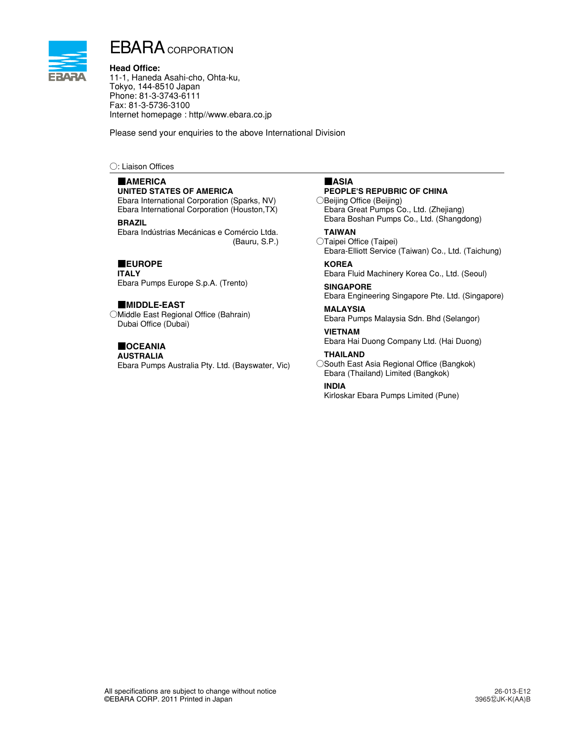# EBARA CORPORATION

**Head Office:**
11-1, Haneda Asahi-cho, Ohta-ku,
Tokyo, 144-8510 Japan
Phone: 81-3-3743-6111
Fax: 81-3-5736-3100
Internet homepage : http//www.ebara.co.jp

Please send your enquiries to the above International Division

○: Liaison Offices

## ■AMERICA

**UNITED STATES OF AMERICA**
Ebara International Corporation (Sparks, NV)
Ebara International Corporation (Houston,TX)

**BRAZIL**
Ebara Indústrias Mecânicas e Comércio Ltda. (Bauru, S.P.)

## ■EUROPE

**ITALY**
Ebara Pumps Europe S.p.A. (Trento)

## ■MIDDLE-EAST

○Middle East Regional Office (Bahrain)
Dubai Office (Dubai)

## ■OCEANIA

**AUSTRALIA**
Ebara Pumps Australia Pty. Ltd. (Bayswater, Vic)

## ■ASIA

**PEOPLE'S REPUBRIC OF CHINA**
○Beijing Office (Beijing)
Ebara Great Pumps Co., Ltd. (Zhejiang)
Ebara Boshan Pumps Co., Ltd. (Shangdong)

**TAIWAN**
○Taipei Office (Taipei)
Ebara-Elliott Service (Taiwan) Co., Ltd. (Taichung)

**KOREA**
Ebara Fluid Machinery Korea Co., Ltd. (Seoul)

**SINGAPORE**
Ebara Engineering Singapore Pte. Ltd. (Singapore)

**MALAYSIA**
Ebara Pumps Malaysia Sdn. Bhd (Selangor)

**VIETNAM**
Ebara Hai Duong Company Ltd. (Hai Duong)

**THAILAND**
○South East Asia Regional Office (Bangkok)
Ebara (Thailand) Limited (Bangkok)

**INDIA**
Kirloskar Ebara Pumps Limited (Pune)

All specifications are subject to change without notice
©EBARA CORP. 2011 Printed in Japan

26-013-E12
3965⑫JK-K(AA)B